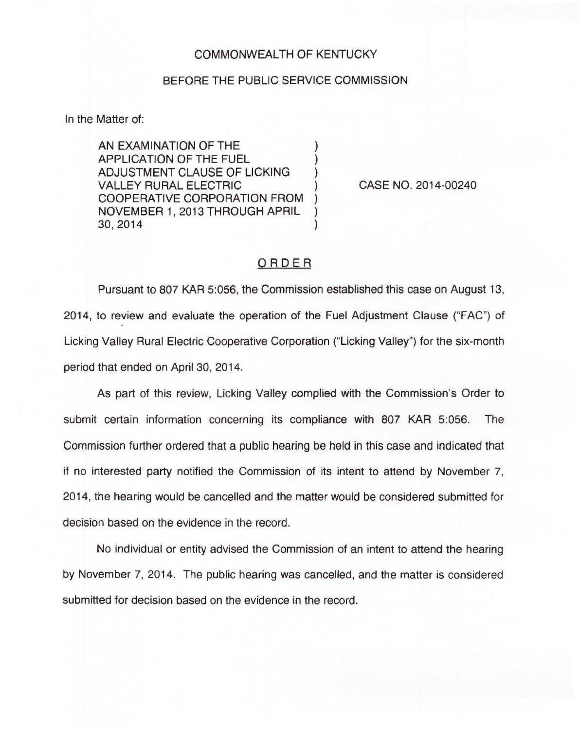COMMONWEALTH OF KENTUCKY

BEFORE THE PUBLIC SERVICE COMMISSION

In the Matter of:

| | | |
|---|---|---|
| AN EXAMINATION OF THE APPLICATION OF THE FUEL ADJUSTMENT CLAUSE OF LICKING VALLEY RURAL ELECTRIC COOPERATIVE CORPORATION FROM NOVEMBER 1, 2013 THROUGH APRIL 30, 2014 | ) | CASE NO. 2014-00240 |

## ORDER

Pursuant to 807 KAR 5:056, the Commission established this case on August 13, 2014, to review and evaluate the operation of the Fuel Adjustment Clause ("FAC") of Licking Valley Rural Electric Cooperative Corporation ("Licking Valley") for the six-month period that ended on April 30, 2014.

As part of this review, Licking Valley complied with the Commission's Order to submit certain information concerning its compliance with 807 KAR 5:056. The Commission further ordered that a public hearing be held in this case and indicated that if no interested party notified the Commission of its intent to attend by November 7, 2014, the hearing would be cancelled and the matter would be considered submitted for decision based on the evidence in the record.

No individual or entity advised the Commission of an intent to attend the hearing by November 7, 2014. The public hearing was cancelled, and the matter is considered submitted for decision based on the evidence in the record.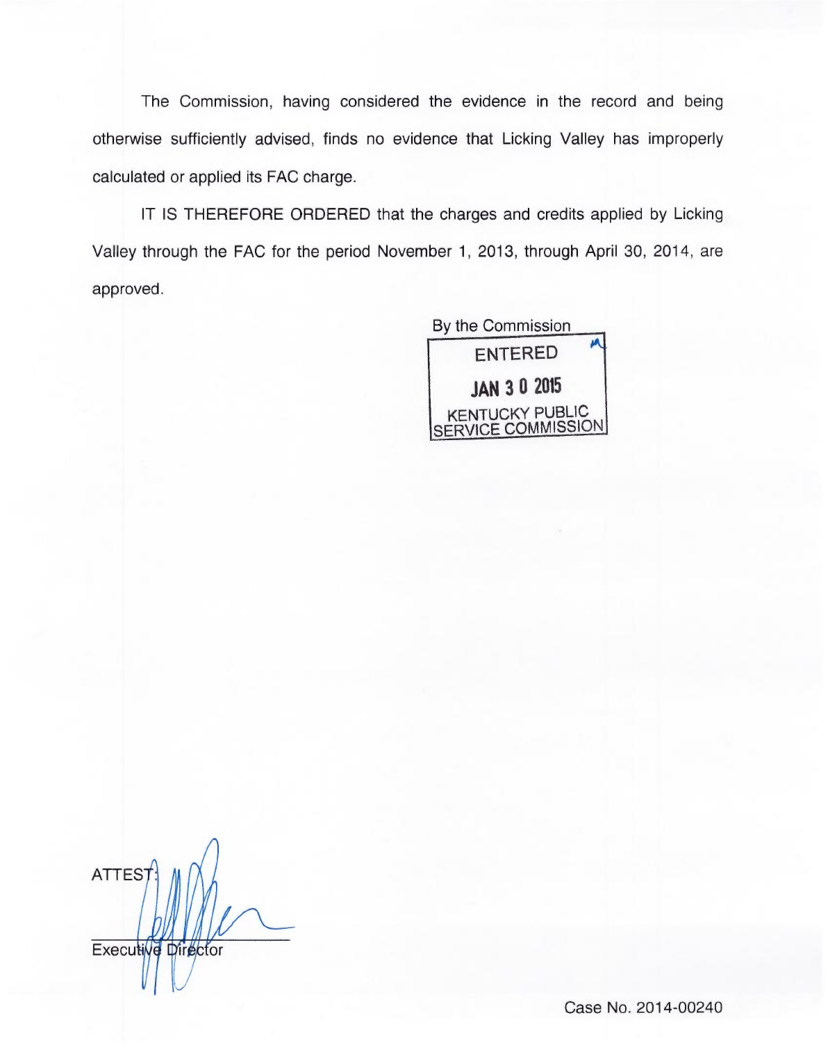The Commission, having considered the evidence in the record and being otherwise sufficiently advised, finds no evidence that Licking Valley has improperly calculated or applied its FAC charge.

IT IS THEREFORE ORDERED that the charges and credits applied by Licking Valley through the FAC for the period November 1, 2013, through April 30, 2014, are approved.

By the Commission

ENTERED

JAN 3 0 2015

KENTUCKY PUBLIC SERVICE COMMISSION

ATTEST:

Executive Director

Case No. 2014-00240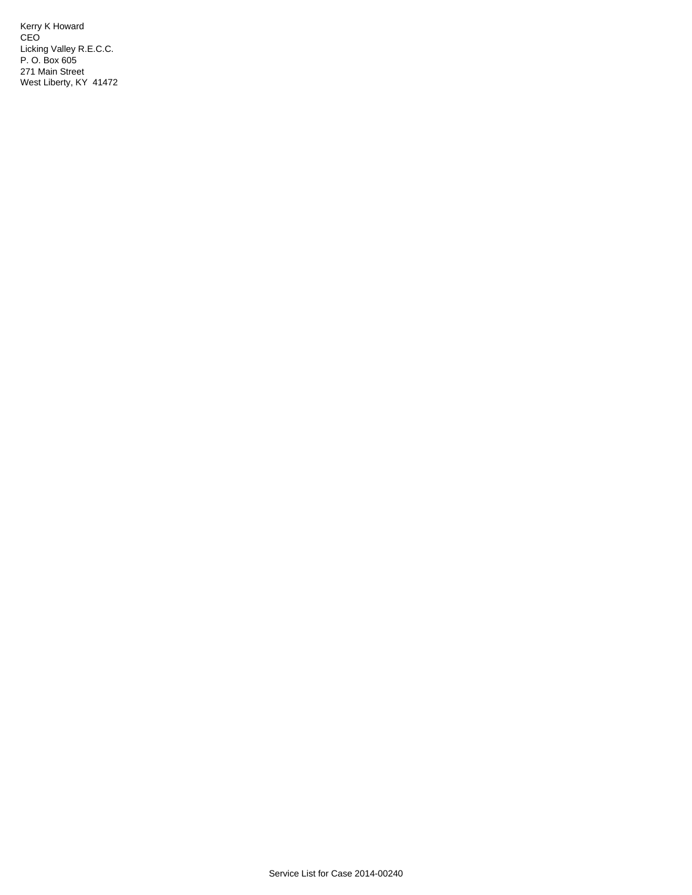Kerry K Howard
CEO
Licking Valley R.E.C.C.
P. O. Box 605
271 Main Street
West Liberty, KY  41472